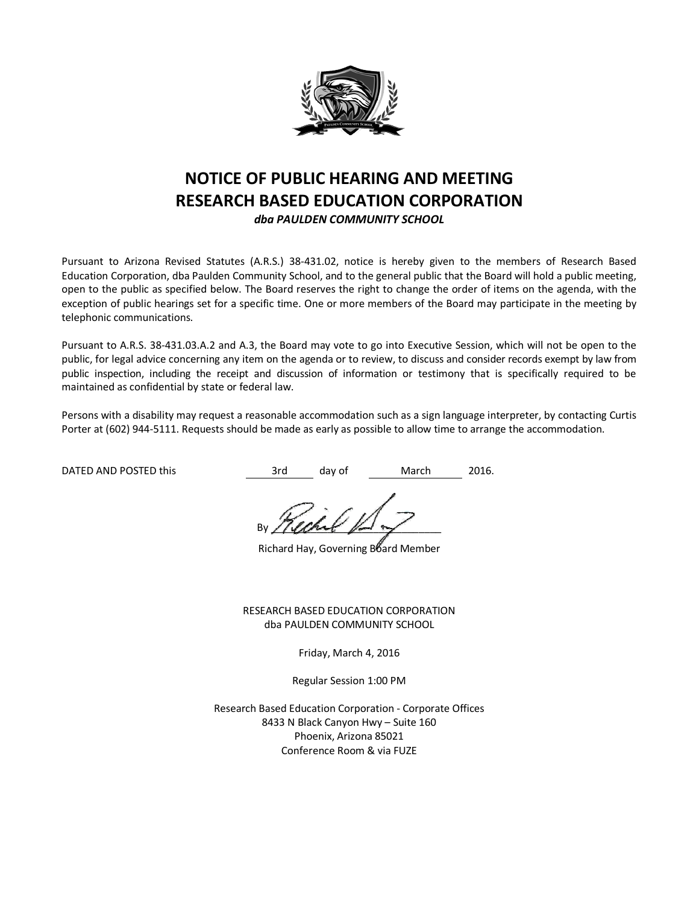# NOTICE OF PUBLIC HEARING AND MEETING
# RESEARCH BASED EDUCATION CORPORATION

***dba PAULDEN COMMUNITY SCHOOL***

Pursuant to Arizona Revised Statutes (A.R.S.) 38-431.02, notice is hereby given to the members of Research Based Education Corporation, dba Paulden Community School, and to the general public that the Board will hold a public meeting, open to the public as specified below. The Board reserves the right to change the order of items on the agenda, with the exception of public hearings set for a specific time. One or more members of the Board may participate in the meeting by telephonic communications.

Pursuant to A.R.S. 38-431.03.A.2 and A.3, the Board may vote to go into Executive Session, which will not be open to the public, for legal advice concerning any item on the agenda or to review, to discuss and consider records exempt by law from public inspection, including the receipt and discussion of information or testimony that is specifically required to be maintained as confidential by state or federal law.

Persons with a disability may request a reasonable accommodation such as a sign language interpreter, by contacting Curtis Porter at (602) 944-5111. Requests should be made as early as possible to allow time to arrange the accommodation.

DATED AND POSTED this 3rd day of March 2016.

By ______________________

Richard Hay, Governing Board Member

RESEARCH BASED EDUCATION CORPORATION
dba PAULDEN COMMUNITY SCHOOL

Friday, March 4, 2016

Regular Session 1:00 PM

Research Based Education Corporation - Corporate Offices
8433 N Black Canyon Hwy – Suite 160
Phoenix, Arizona 85021
Conference Room & via FUZE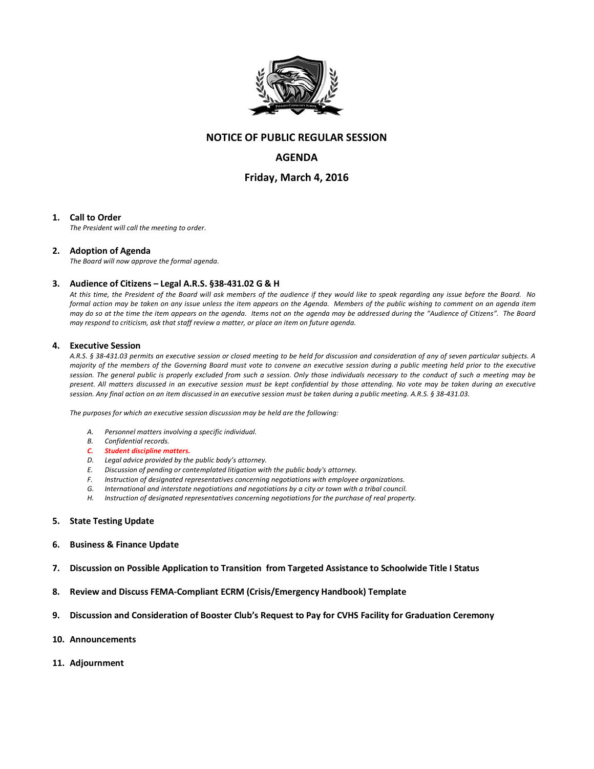# NOTICE OF PUBLIC REGULAR SESSION

## AGENDA

## Friday, March 4, 2016

**1. Call to Order**

*The President will call the meeting to order.*

**2. Adoption of Agenda**

*The Board will now approve the formal agenda.*

**3. Audience of Citizens – Legal A.R.S. §38-431.02 G & H**

*At this time, the President of the Board will ask members of the audience if they would like to speak regarding any issue before the Board. No formal action may be taken on any issue unless the item appears on the Agenda. Members of the public wishing to comment on an agenda item may do so at the time the item appears on the agenda. Items not on the agenda may be addressed during the "Audience of Citizens". The Board may respond to criticism, ask that staff review a matter, or place an item on future agenda.*

**4. Executive Session**

*A.R.S. § 38-431.03 permits an executive session or closed meeting to be held for discussion and consideration of any of seven particular subjects. A majority of the members of the Governing Board must vote to convene an executive session during a public meeting held prior to the executive session. The general public is properly excluded from such a session. Only those individuals necessary to the conduct of such a meeting may be present. All matters discussed in an executive session must be kept confidential by those attending. No vote may be taken during an executive session. Any final action on an item discussed in an executive session must be taken during a public meeting. A.R.S. § 38-431.03.*

*The purposes for which an executive session discussion may be held are the following:*

- *A. Personnel matters involving a specific individual.*
- *B. Confidential records.*
- ***C. Student discipline matters.***
- *D. Legal advice provided by the public body's attorney.*
- *E. Discussion of pending or contemplated litigation with the public body's attorney.*
- *F. Instruction of designated representatives concerning negotiations with employee organizations.*
- *G. International and interstate negotiations and negotiations by a city or town with a tribal council.*
- *H. Instruction of designated representatives concerning negotiations for the purchase of real property.*

**5. State Testing Update**

**6. Business & Finance Update**

**7. Discussion on Possible Application to Transition from Targeted Assistance to Schoolwide Title I Status**

**8. Review and Discuss FEMA-Compliant ECRM (Crisis/Emergency Handbook) Template**

**9. Discussion and Consideration of Booster Club's Request to Pay for CVHS Facility for Graduation Ceremony**

**10. Announcements**

**11. Adjournment**